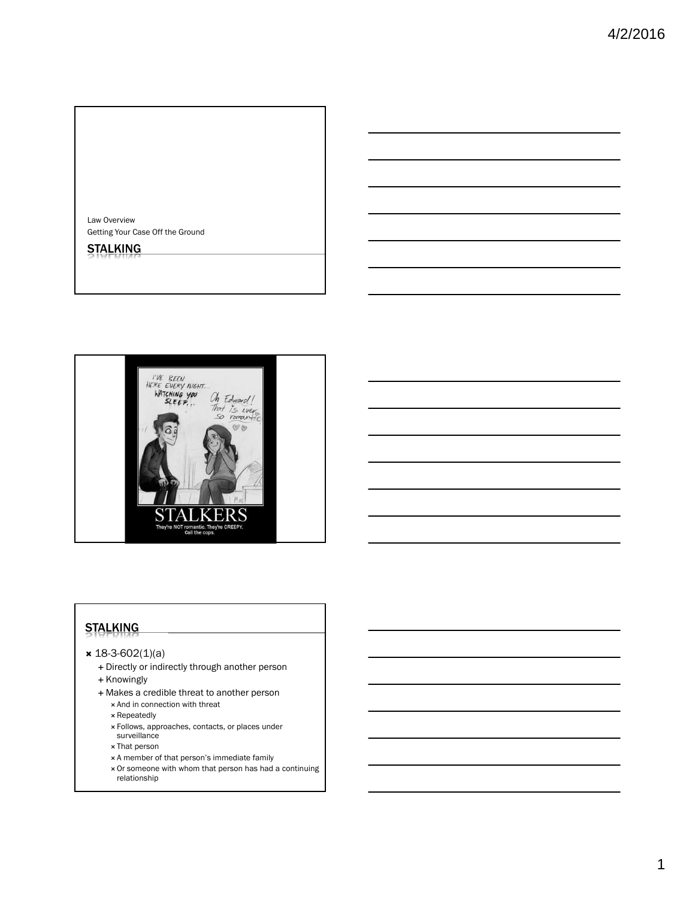Law Overview

Getting Your Case Off the Ground

## STALKING

## STALKING

- 18-3-602(1)(a)
  - Directly or indirectly through another person
  - Knowingly
  - Makes a credible threat to another person
    - And in connection with threat
    - Repeatedly
    - Follows, approaches, contacts, or places under surveillance
    - That person
    - A member of that person's immediate family
    - Or someone with whom that person has had a continuing relationship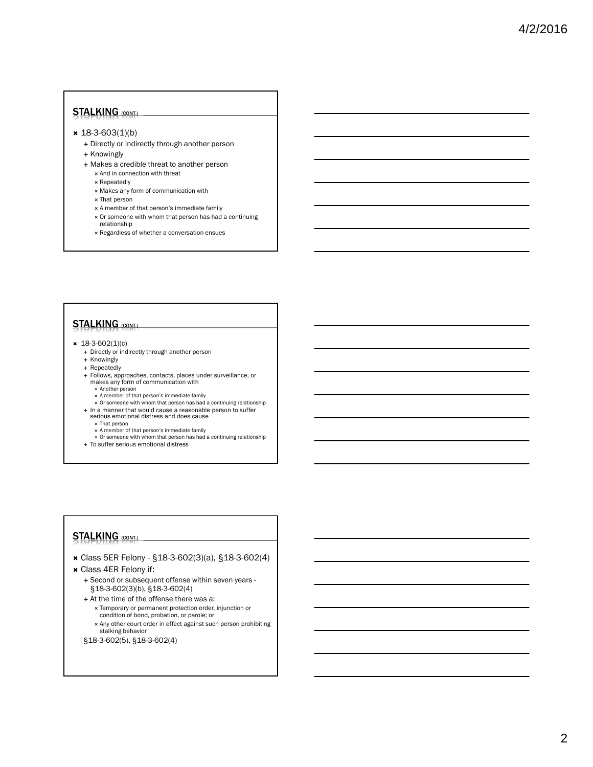## STALKING (CONT.)

- 18-3-603(1)(b)
  - Directly or indirectly through another person
  - Knowingly
  - Makes a credible threat to another person
    - And in connection with threat
    - Repeatedly
    - Makes any form of communication with
    - That person
    - A member of that person's immediate family
    - Or someone with whom that person has had a continuing relationship
    - Regardless of whether a conversation ensues

## STALKING (CONT.)

- 18-3-602(1)(c)
  - Directly or indirectly through another person
  - Knowingly
  - Repeatedly
  - Follows, approaches, contacts, places under surveillance, or makes any form of communication with
    - Another person
    - A member of that person's immediate family
    - Or someone with whom that person has had a continuing relationship
  - In a manner that would cause a reasonable person to suffer serious emotional distress and does cause
    - That person
    - A member of that person's immediate family
    - Or someone with whom that person has had a continuing relationship
  - To suffer serious emotional distress

## STALKING (CONT.)

- Class 5ER Felony - §18-3-602(3)(a), §18-3-602(4)
- Class 4ER Felony if:
  - Second or subsequent offense within seven years - §18-3-602(3)(b), §18-3-602(4)
  - At the time of the offense there was a:
    - Temporary or permanent protection order, injunction or condition of bond, probation, or parole; or
    - Any other court order in effect against such person prohibiting stalking behavior

  §18-3-602(5), §18-3-602(4)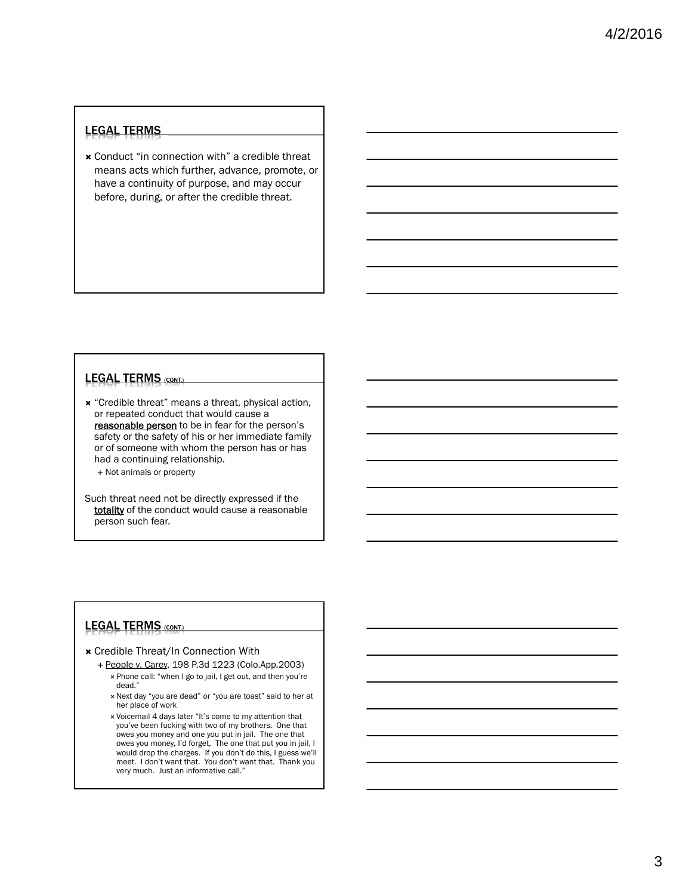## LEGAL TERMS

- Conduct "in connection with" a credible threat means acts which further, advance, promote, or have a continuity of purpose, and may occur before, during, or after the credible threat.

## LEGAL TERMS (CONT.)

- "Credible threat" means a threat, physical action, or repeated conduct that would cause a <u>reasonable person</u> to be in fear for the person's safety or the safety of his or her immediate family or of someone with whom the person has or has had a continuing relationship.
  - Not animals or property

Such threat need not be directly expressed if the <u>totality</u> of the conduct would cause a reasonable person such fear.

## LEGAL TERMS (CONT.)

- Credible Threat/In Connection With
  - <u>People v. Carey</u>, 198 P.3d 1223 (Colo.App.2003)
    - Phone call: "when I go to jail, I get out, and then you're dead."
    - Next day "you are dead" or "you are toast" said to her at her place of work
    - Voicemail 4 days later "It's come to my attention that you've been fucking with two of my brothers. One that owes you money and one you put in jail. The one that owes you money, I'd forget, The one that put you in jail, I would drop the charges. If you don't do this, I guess we'll meet. I don't want that. You don't want that. Thank you very much. Just an informative call."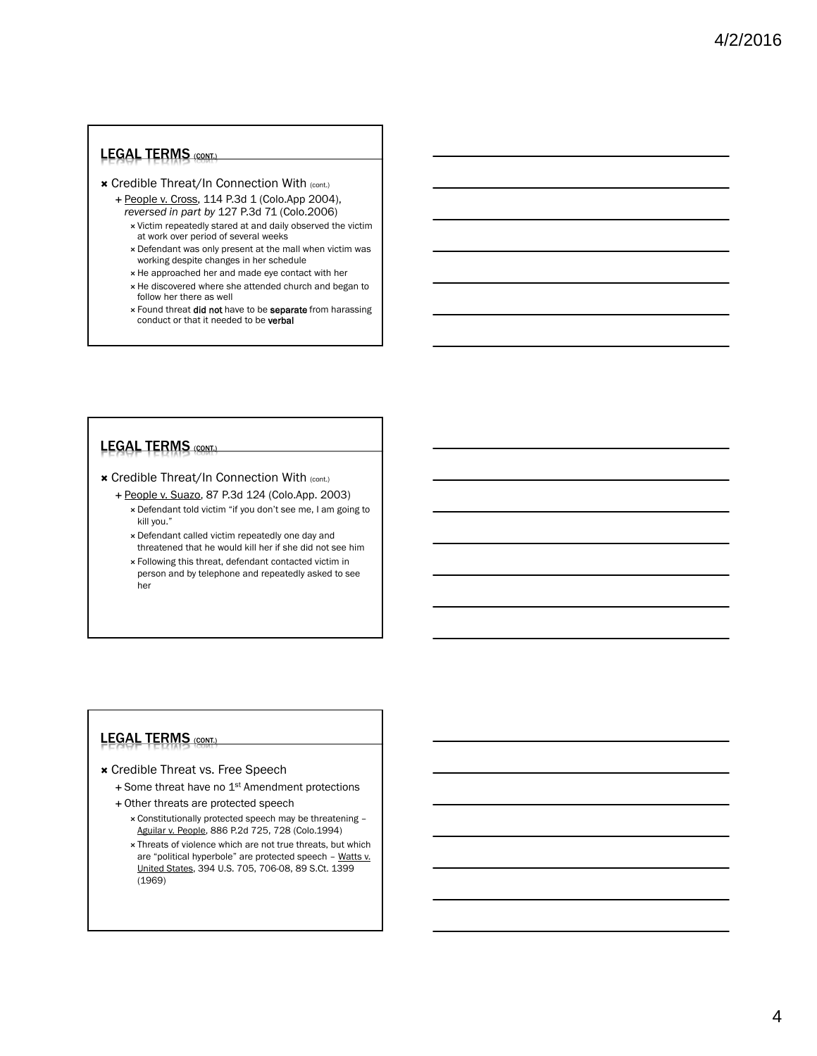## LEGAL TERMS (CONT.)

- Credible Threat/In Connection With (cont.)
  - People v. Cross, 114 P.3d 1 (Colo.App 2004), *reversed in part by* 127 P.3d 71 (Colo.2006)
    - Victim repeatedly stared at and daily observed the victim at work over period of several weeks
    - Defendant was only present at the mall when victim was working despite changes in her schedule
    - He approached her and made eye contact with her
    - He discovered where she attended church and began to follow her there as well
    - Found threat **did not** have to be **separate** from harassing conduct or that it needed to be **verbal**

## LEGAL TERMS (CONT.)

- Credible Threat/In Connection With (cont.)
  - People v. Suazo, 87 P.3d 124 (Colo.App. 2003)
    - Defendant told victim "if you don't see me, I am going to kill you."
    - Defendant called victim repeatedly one day and threatened that he would kill her if she did not see him
    - Following this threat, defendant contacted victim in person and by telephone and repeatedly asked to see her

## LEGAL TERMS (CONT.)

- Credible Threat vs. Free Speech
  - Some threat have no 1st Amendment protections
  - Other threats are protected speech
    - Constitutionally protected speech may be threatening – Aguilar v. People, 886 P.2d 725, 728 (Colo.1994)
    - Threats of violence which are not true threats, but which are "political hyperbole" are protected speech – Watts v. United States, 394 U.S. 705, 706-08, 89 S.Ct. 1399 (1969)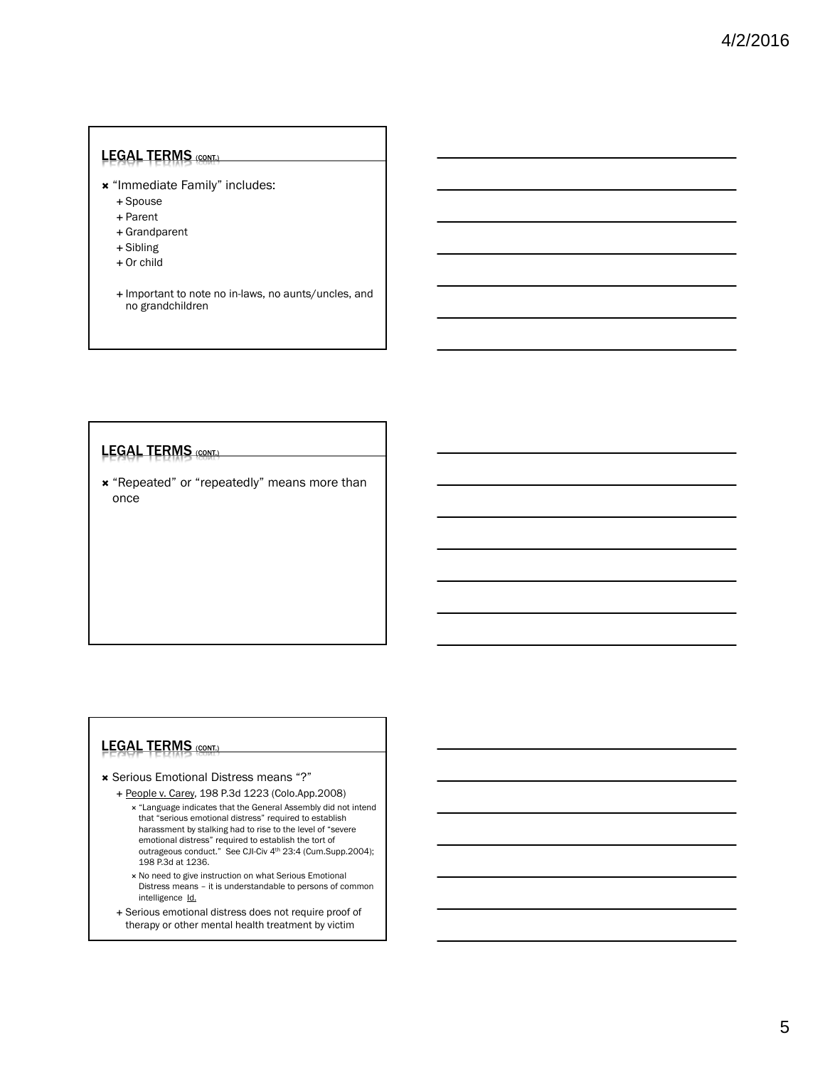## LEGAL TERMS (CONT.)

- "Immediate Family" includes:
  - Spouse
  - Parent
  - Grandparent
  - Sibling
  - Or child

  - Important to note no in-laws, no aunts/uncles, and no grandchildren

## LEGAL TERMS (CONT.)

- "Repeated" or "repeatedly" means more than once

## LEGAL TERMS (CONT.)

- Serious Emotional Distress means "?"
  - People v. Carey, 198 P.3d 1223 (Colo.App.2008)
    - "Language indicates that the General Assembly did not intend that "serious emotional distress" required to establish harassment by stalking had to rise to the level of "severe emotional distress" required to establish the tort of outrageous conduct." See CJI-Civ 4th 23:4 (Cum.Supp.2004); 198 P.3d at 1236.
    - No need to give instruction on what Serious Emotional Distress means – it is understandable to persons of common intelligence Id.
  - Serious emotional distress does not require proof of therapy or other mental health treatment by victim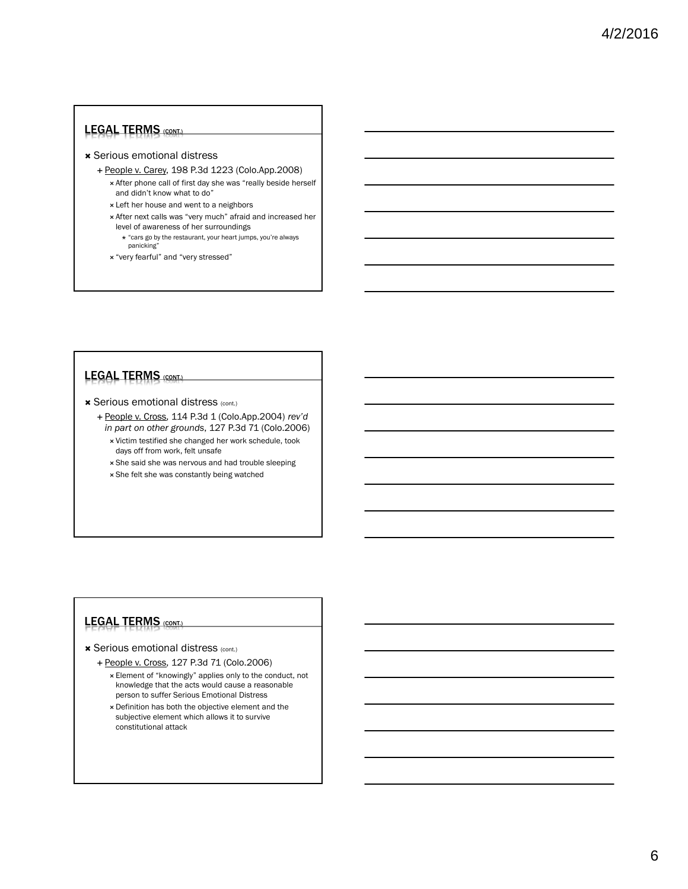## LEGAL TERMS (CONT.)

- Serious emotional distress
  - People v. Carey, 198 P.3d 1223 (Colo.App.2008)
    - After phone call of first day she was "really beside herself and didn't know what to do"
    - Left her house and went to a neighbors
    - After next calls was "very much" afraid and increased her level of awareness of her surroundings
      - "cars go by the restaurant, your heart jumps, you're always panicking"
    - "very fearful" and "very stressed"

## LEGAL TERMS (CONT.)

- Serious emotional distress (cont.)
  - People v. Cross, 114 P.3d 1 (Colo.App.2004) *rev'd in part on other grounds*, 127 P.3d 71 (Colo.2006)
    - Victim testified she changed her work schedule, took days off from work, felt unsafe
    - She said she was nervous and had trouble sleeping
    - She felt she was constantly being watched

## LEGAL TERMS (CONT.)

- Serious emotional distress (cont.)
  - People v. Cross, 127 P.3d 71 (Colo.2006)
    - Element of "knowingly" applies only to the conduct, not knowledge that the acts would cause a reasonable person to suffer Serious Emotional Distress
    - Definition has both the objective element and the subjective element which allows it to survive constitutional attack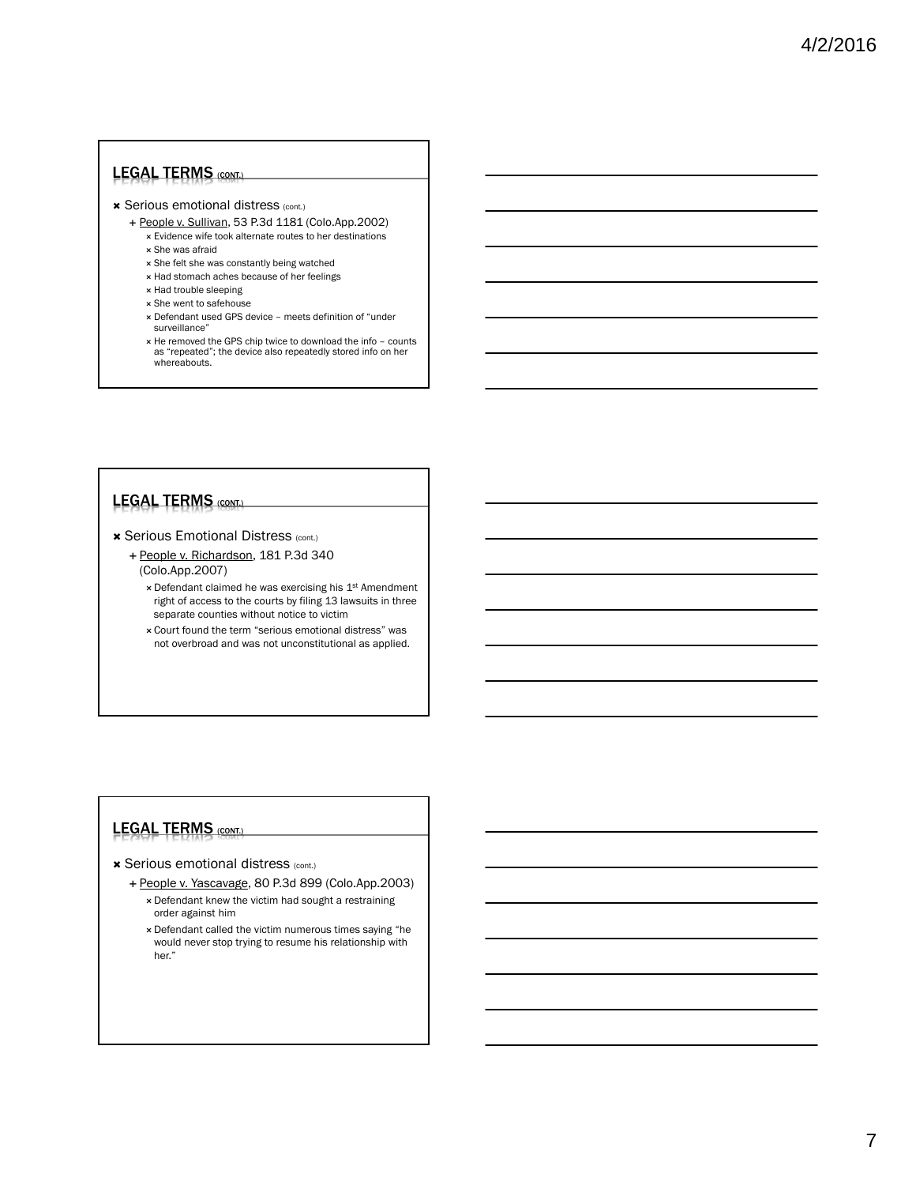## LEGAL TERMS (CONT.)

- Serious emotional distress (cont.)
  - People v. Sullivan, 53 P.3d 1181 (Colo.App.2002)
    - Evidence wife took alternate routes to her destinations
    - She was afraid
    - She felt she was constantly being watched
    - Had stomach aches because of her feelings
    - Had trouble sleeping
    - She went to safehouse
    - Defendant used GPS device – meets definition of "under surveillance"
    - He removed the GPS chip twice to download the info – counts as "repeated"; the device also repeatedly stored info on her whereabouts.

## LEGAL TERMS (CONT.)

- Serious Emotional Distress (cont.)
  - People v. Richardson, 181 P.3d 340 (Colo.App.2007)
    - Defendant claimed he was exercising his 1st Amendment right of access to the courts by filing 13 lawsuits in three separate counties without notice to victim
    - Court found the term "serious emotional distress" was not overbroad and was not unconstitutional as applied.

## LEGAL TERMS (CONT.)

- Serious emotional distress (cont.)
  - People v. Yascavage, 80 P.3d 899 (Colo.App.2003)
    - Defendant knew the victim had sought a restraining order against him
    - Defendant called the victim numerous times saying "he would never stop trying to resume his relationship with her."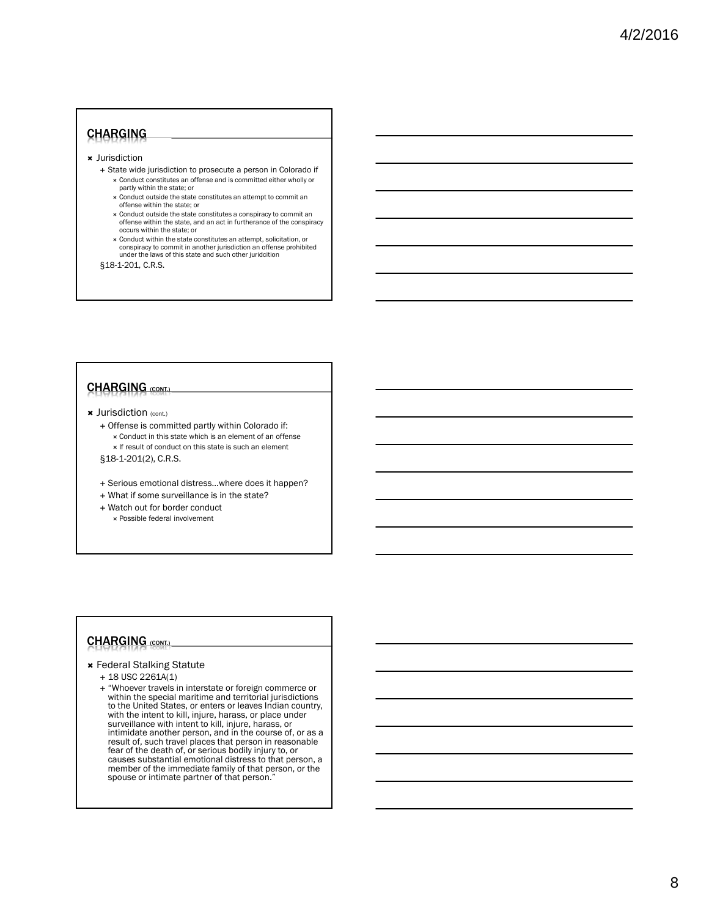## CHARGING

- Jurisdiction
  - State wide jurisdiction to prosecute a person in Colorado if
    - Conduct constitutes an offense and is committed either wholly or partly within the state; or
    - Conduct outside the state constitutes an attempt to commit an offense within the state; or
    - Conduct outside the state constitutes a conspiracy to commit an offense within the state, and an act in furtherance of the conspiracy occurs within the state; or
    - Conduct within the state constitutes an attempt, solicitation, or conspiracy to commit in another jurisdiction an offense prohibited under the laws of this state and such other juridcition

  §18-1-201, C.R.S.

## CHARGING (CONT.)

- Jurisdiction (cont.)
  - Offense is committed partly within Colorado if:
    - Conduct in this state which is an element of an offense
    - If result of conduct on this state is such an element

  §18-1-201(2), C.R.S.

  - Serious emotional distress…where does it happen?
  - What if some surveillance is in the state?
  - Watch out for border conduct
    - Possible federal involvement

## CHARGING (CONT.)

- Federal Stalking Statute
  - 18 USC 2261A(1)
  - "Whoever travels in interstate or foreign commerce or within the special maritime and territorial jurisdictions to the United States, or enters or leaves Indian country, with the intent to kill, injure, harass, or place under surveillance with intent to kill, injure, harass, or intimidate another person, and in the course of, or as a result of, such travel places that person in reasonable fear of the death of, or serious bodily injury to, or causes substantial emotional distress to that person, a member of the immediate family of that person, or the spouse or intimate partner of that person."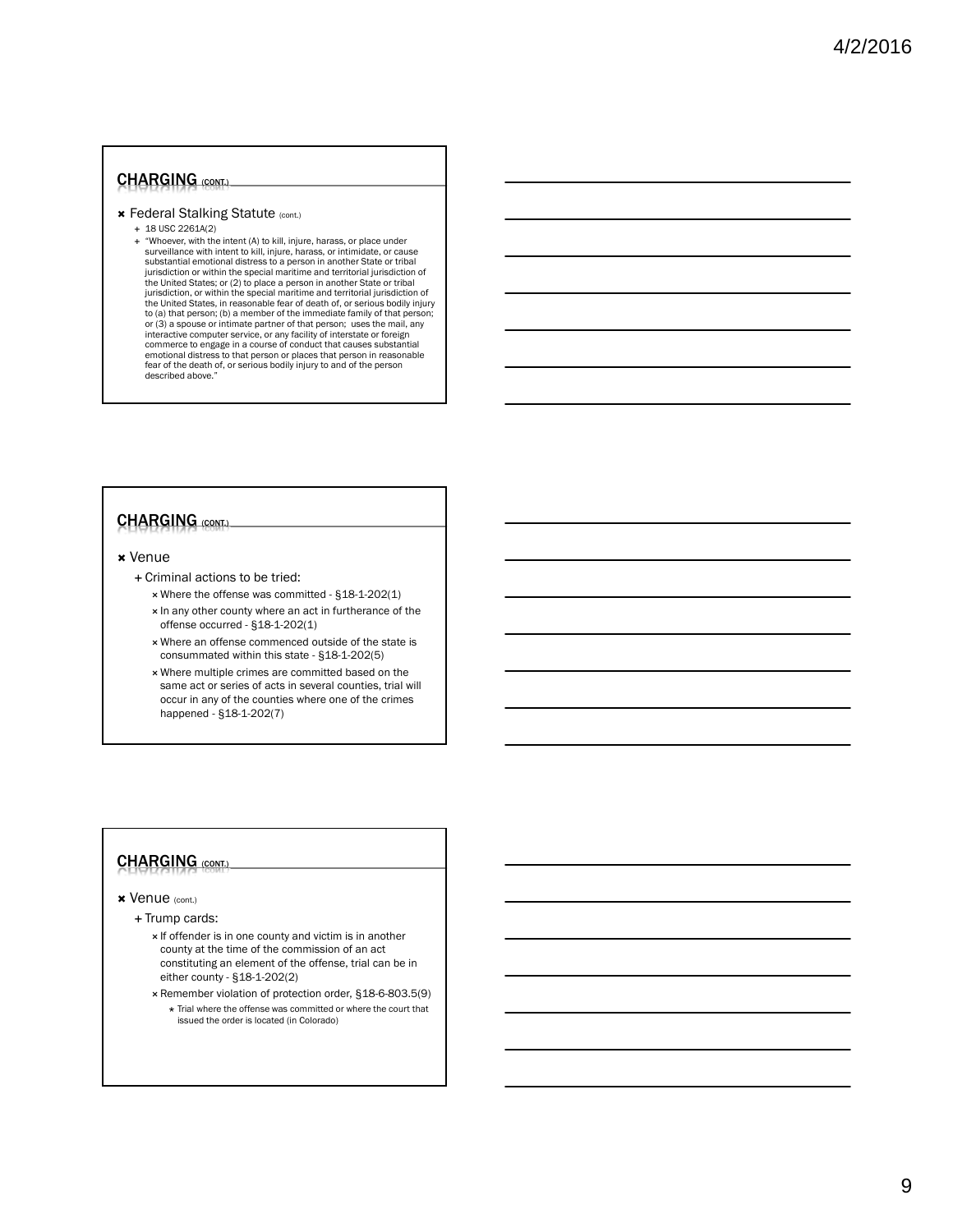## CHARGING (CONT.)

- Federal Stalking Statute (cont.)
  - 18 USC 2261A(2)
  - "Whoever, with the intent (A) to kill, injure, harass, or place under surveillance with intent to kill, injure, harass, or intimidate, or cause substantial emotional distress to a person in another State or tribal jurisdiction or within the special maritime and territorial jurisdiction of the United States; or (2) to place a person in another State or tribal jurisdiction, or within the special maritime and territorial jurisdiction of the United States, in reasonable fear of death of, or serious bodily injury to (a) that person; (b) a member of the immediate family of that person; or (3) a spouse or intimate partner of that person; uses the mail, any interactive computer service, or any facility of interstate or foreign commerce to engage in a course of conduct that causes substantial emotional distress to that person or places that person in reasonable fear of the death of, or serious bodily injury to and of the person described above."

## CHARGING (CONT.)

- Venue
  - Criminal actions to be tried:
    - Where the offense was committed - §18-1-202(1)
    - In any other county where an act in furtherance of the offense occurred - §18-1-202(1)
    - Where an offense commenced outside of the state is consummated within this state - §18-1-202(5)
    - Where multiple crimes are committed based on the same act or series of acts in several counties, trial will occur in any of the counties where one of the crimes happened - §18-1-202(7)

## CHARGING (CONT.)

- Venue (cont.)
  - Trump cards:
    - If offender is in one county and victim is in another county at the time of the commission of an act constituting an element of the offense, trial can be in either county - §18-1-202(2)
    - Remember violation of protection order, §18-6-803.5(9)
      - Trial where the offense was committed or where the court that issued the order is located (in Colorado)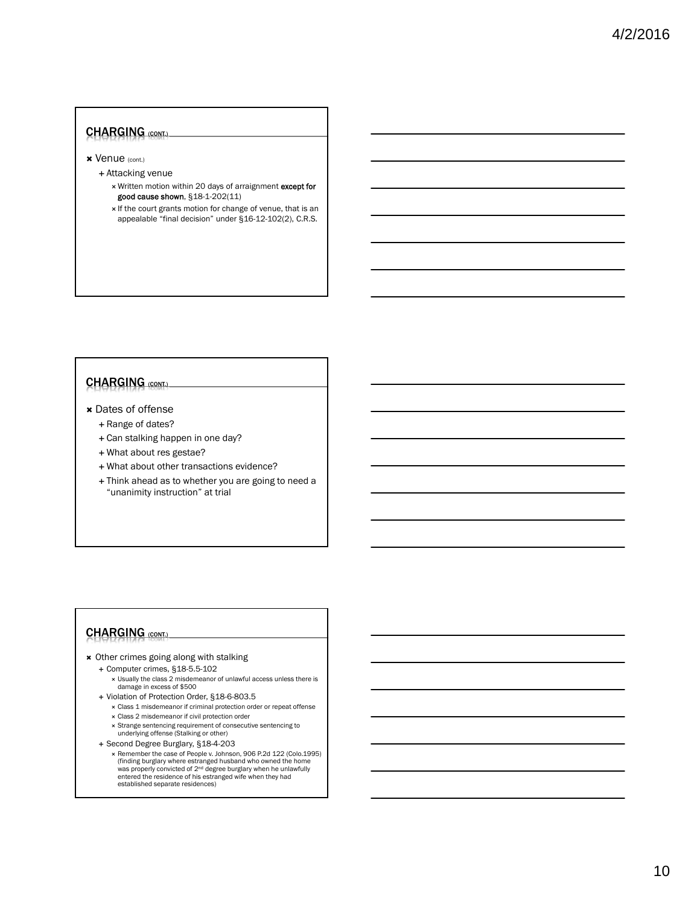## CHARGING (CONT.)

- Venue (cont.)
  - Attacking venue
    - Written motion within 20 days of arraignment **except for good cause shown**, §18-1-202(11)
    - If the court grants motion for change of venue, that is an appealable "final decision" under §16-12-102(2), C.R.S.

## CHARGING (CONT.)

- Dates of offense
  - Range of dates?
  - Can stalking happen in one day?
  - What about res gestae?
  - What about other transactions evidence?
  - Think ahead as to whether you are going to need a "unanimity instruction" at trial

## CHARGING (CONT.)

- Other crimes going along with stalking
  - Computer crimes, §18-5.5-102
    - Usually the class 2 misdemeanor of unlawful access unless there is damage in excess of $500
  - Violation of Protection Order, §18-6-803.5
    - Class 1 misdemeanor if criminal protection order or repeat offense
    - Class 2 misdemeanor if civil protection order
    - Strange sentencing requirement of consecutive sentencing to underlying offense (Stalking or other)
  - Second Degree Burglary, §18-4-203
    - Remember the case of People v. Johnson, 906 P.2d 122 (Colo.1995) (finding burglary where estranged husband who owned the home was properly convicted of 2nd degree burglary when he unlawfully entered the residence of his estranged wife when they had established separate residences)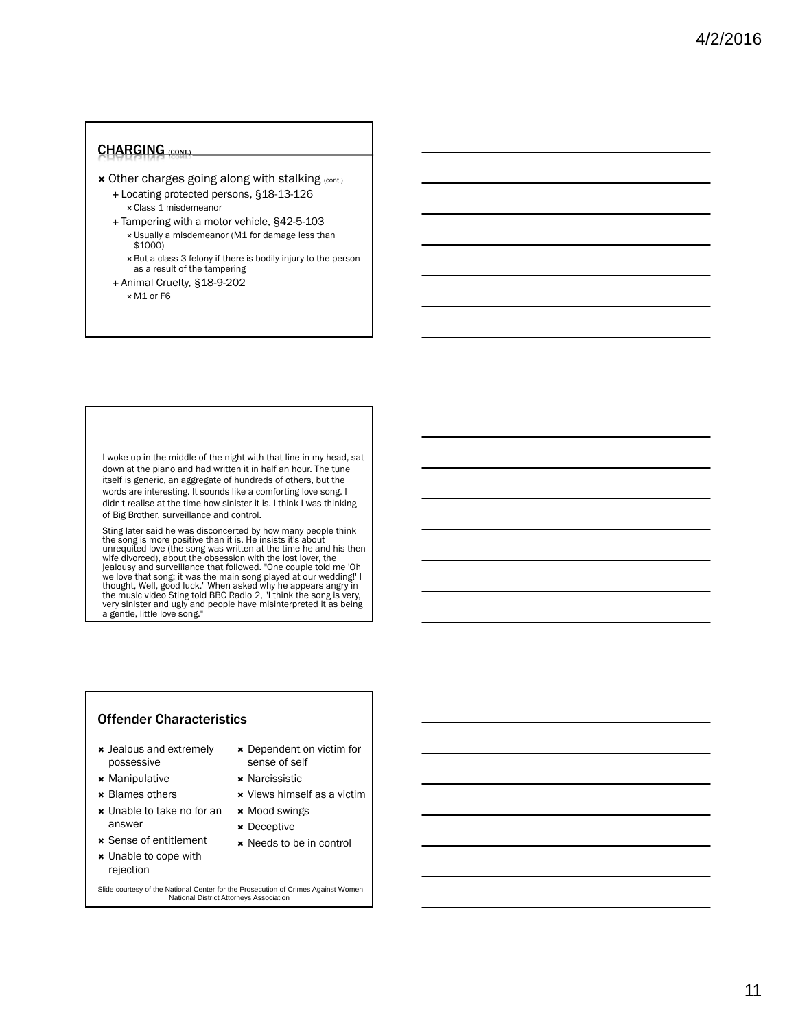## CHARGING (CONT.)

- Other charges going along with stalking (cont.)
  - Locating protected persons, §18-13-126
    - Class 1 misdemeanor
  - Tampering with a motor vehicle, §42-5-103
    - Usually a misdemeanor (M1 for damage less than $1000)
    - But a class 3 felony if there is bodily injury to the person as a result of the tampering
  - Animal Cruelty, §18-9-202
    - M1 or F6

---

I woke up in the middle of the night with that line in my head, sat down at the piano and had written it in half an hour. The tune itself is generic, an aggregate of hundreds of others, but the words are interesting. It sounds like a comforting love song. I didn't realise at the time how sinister it is. I think I was thinking of Big Brother, surveillance and control.

Sting later said he was disconcerted by how many people think the song is more positive than it is. He insists it's about unrequited love (the song was written at the time he and his then wife divorced), about the obsession with the lost lover, the jealousy and surveillance that followed. "One couple told me 'Oh we love that song; it was the main song played at our wedding!' I thought, Well, good luck." When asked why he appears angry in the music video Sting told BBC Radio 2, "I think the song is very, very sinister and ugly and people have misinterpreted it as being a gentle, little love song."

---

## Offender Characteristics

- Jealous and extremely possessive
- Manipulative
- Blames others
- Unable to take no for an answer
- Sense of entitlement
- Unable to cope with rejection
- Dependent on victim for sense of self
- Narcissistic
- Views himself as a victim
- Mood swings
- Deceptive
- Needs to be in control

Slide courtesy of the National Center for the Prosecution of Crimes Against Women National District Attorneys Association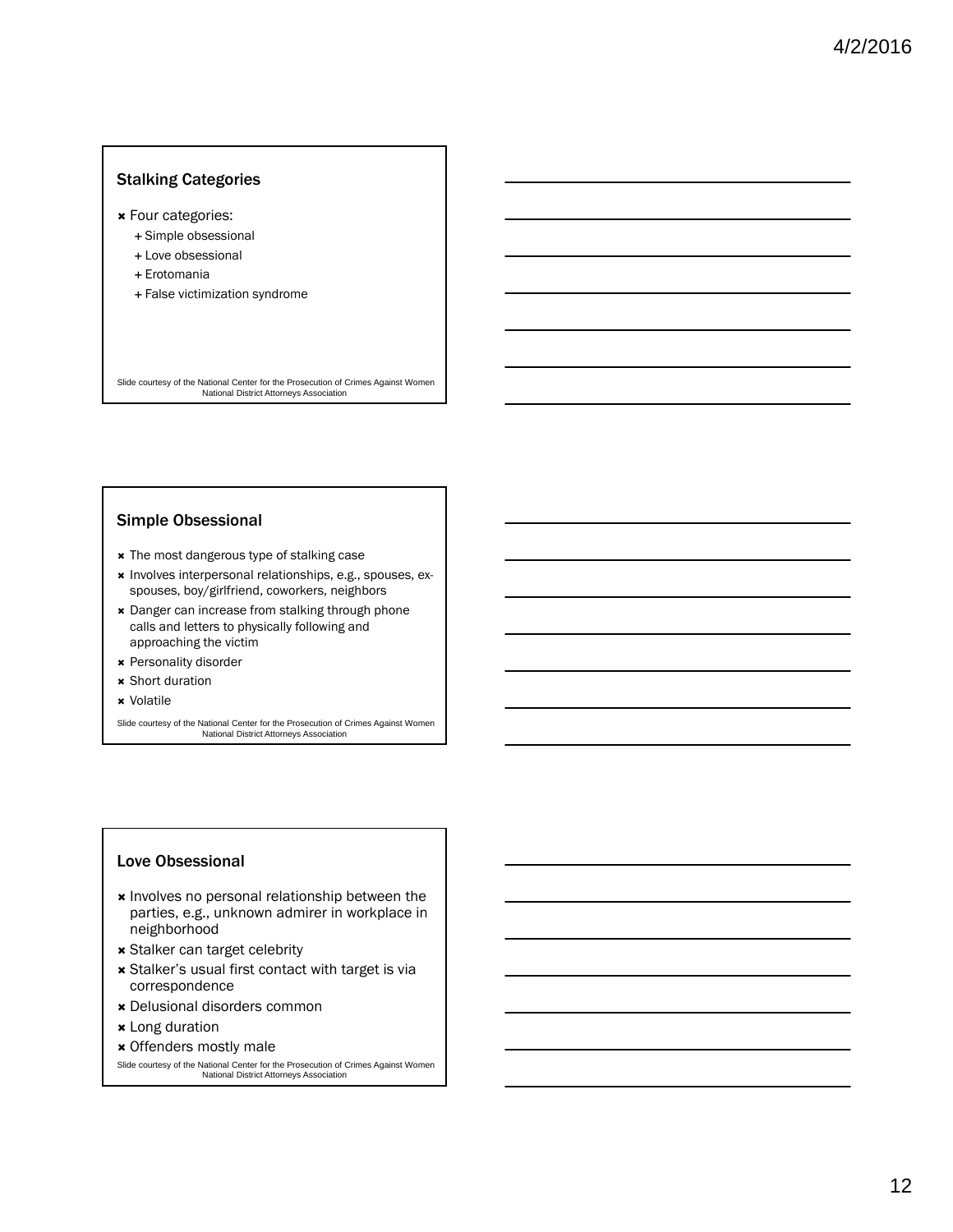## Stalking Categories

- Four categories:
  - Simple obsessional
  - Love obsessional
  - Erotomania
  - False victimization syndrome

Slide courtesy of the National Center for the Prosecution of Crimes Against Women
National District Attorneys Association

## Simple Obsessional

- The most dangerous type of stalking case
- Involves interpersonal relationships, e.g., spouses, ex-spouses, boy/girlfriend, coworkers, neighbors
- Danger can increase from stalking through phone calls and letters to physically following and approaching the victim
- Personality disorder
- Short duration
- Volatile

Slide courtesy of the National Center for the Prosecution of Crimes Against Women
National District Attorneys Association

## Love Obsessional

- Involves no personal relationship between the parties, e.g., unknown admirer in workplace in neighborhood
- Stalker can target celebrity
- Stalker's usual first contact with target is via correspondence
- Delusional disorders common
- Long duration
- Offenders mostly male

Slide courtesy of the National Center for the Prosecution of Crimes Against Women
National District Attorneys Association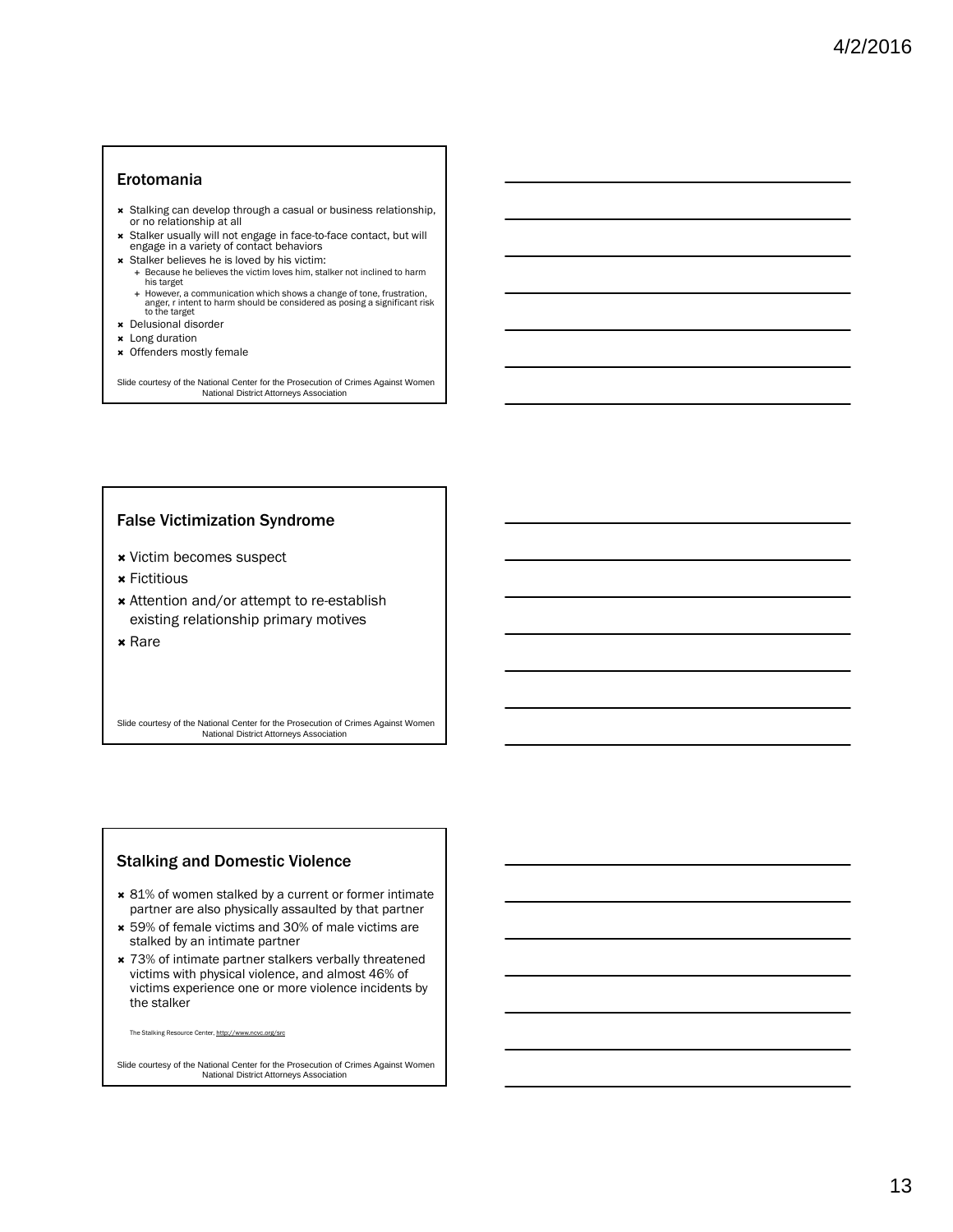## Erotomania

- Stalking can develop through a casual or business relationship, or no relationship at all
- Stalker usually will not engage in face-to-face contact, but will engage in a variety of contact behaviors
- Stalker believes he is loved by his victim:
  - Because he believes the victim loves him, stalker not inclined to harm his target
  - However, a communication which shows a change of tone, frustration, anger, r intent to harm should be considered as posing a significant risk to the target
- Delusional disorder
- Long duration
- Offenders mostly female

Slide courtesy of the National Center for the Prosecution of Crimes Against Women National District Attorneys Association

## False Victimization Syndrome

- Victim becomes suspect
- Fictitious
- Attention and/or attempt to re-establish existing relationship primary motives
- Rare

Slide courtesy of the National Center for the Prosecution of Crimes Against Women National District Attorneys Association

## Stalking and Domestic Violence

- 81% of women stalked by a current or former intimate partner are also physically assaulted by that partner
- 59% of female victims and 30% of male victims are stalked by an intimate partner
- 73% of intimate partner stalkers verbally threatened victims with physical violence, and almost 46% of victims experience one or more violence incidents by the stalker

The Stalking Resource Center, http://www.ncvc.org/src

Slide courtesy of the National Center for the Prosecution of Crimes Against Women National District Attorneys Association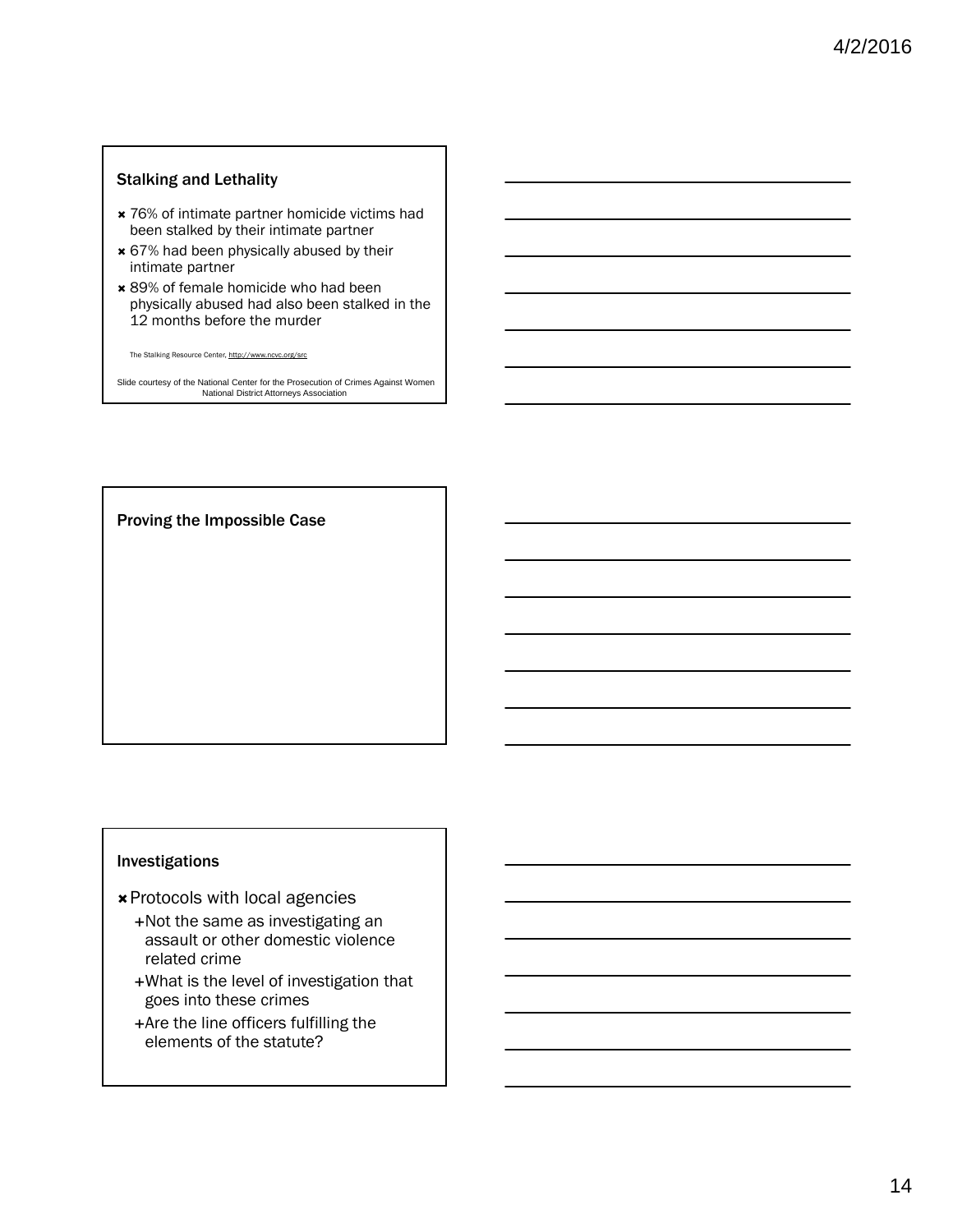## Stalking and Lethality

- 76% of intimate partner homicide victims had been stalked by their intimate partner
- 67% had been physically abused by their intimate partner
- 89% of female homicide who had been physically abused had also been stalked in the 12 months before the murder

The Stalking Resource Center, http://www.ncvc.org/src

Slide courtesy of the National Center for the Prosecution of Crimes Against Women National District Attorneys Association

## Proving the Impossible Case

## Investigations

- Protocols with local agencies
  - Not the same as investigating an assault or other domestic violence related crime
  - What is the level of investigation that goes into these crimes
  - Are the line officers fulfilling the elements of the statute?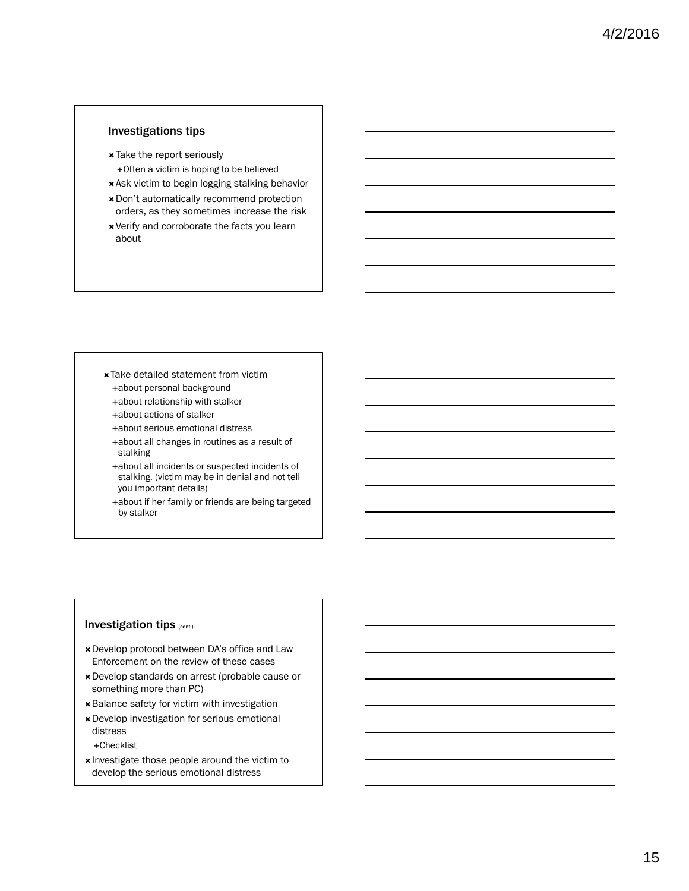## Investigations tips

- Take the report seriously
  - Often a victim is hoping to be believed
- Ask victim to begin logging stalking behavior
- Don't automatically recommend protection orders, as they sometimes increase the risk
- Verify and corroborate the facts you learn about

---

- Take detailed statement from victim
  - about personal background
  - about relationship with stalker
  - about actions of stalker
  - about serious emotional distress
  - about all changes in routines as a result of stalking
  - about all incidents or suspected incidents of stalking. (victim may be in denial and not tell you important details)
  - about if her family or friends are being targeted by stalker

---

## Investigation tips (cont.)

- Develop protocol between DA's office and Law Enforcement on the review of these cases
- Develop standards on arrest (probable cause or something more than PC)
- Balance safety for victim with investigation
- Develop investigation for serious emotional distress
  - Checklist
- Investigate those people around the victim to develop the serious emotional distress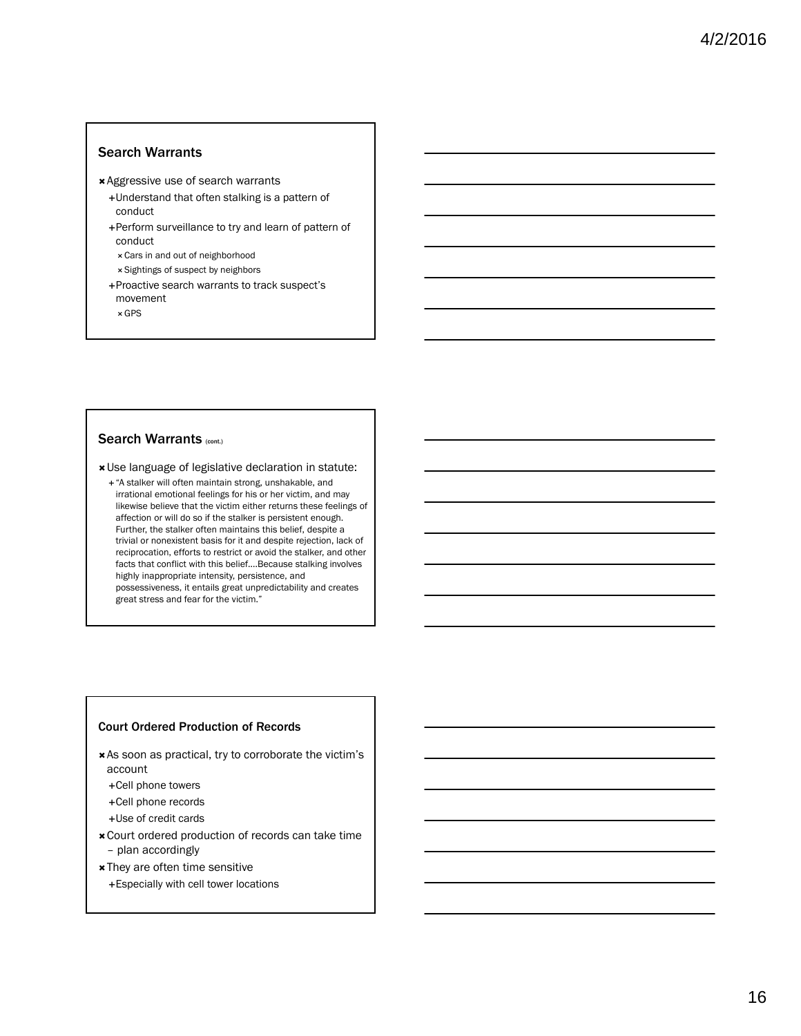## Search Warrants

- Aggressive use of search warrants
  - Understand that often stalking is a pattern of conduct
  - Perform surveillance to try and learn of pattern of conduct
    - Cars in and out of neighborhood
    - Sightings of suspect by neighbors
  - Proactive search warrants to track suspect's movement
    - GPS

## Search Warrants (cont.)

- Use language of legislative declaration in statute:
  - "A stalker will often maintain strong, unshakable, and irrational emotional feelings for his or her victim, and may likewise believe that the victim either returns these feelings of affection or will do so if the stalker is persistent enough. Further, the stalker often maintains this belief, despite a trivial or nonexistent basis for it and despite rejection, lack of reciprocation, efforts to restrict or avoid the stalker, and other facts that conflict with this belief....Because stalking involves highly inappropriate intensity, persistence, and possessiveness, it entails great unpredictability and creates great stress and fear for the victim."

## Court Ordered Production of Records

- As soon as practical, try to corroborate the victim's account
  - Cell phone towers
  - Cell phone records
  - Use of credit cards
- Court ordered production of records can take time – plan accordingly
- They are often time sensitive
  - Especially with cell tower locations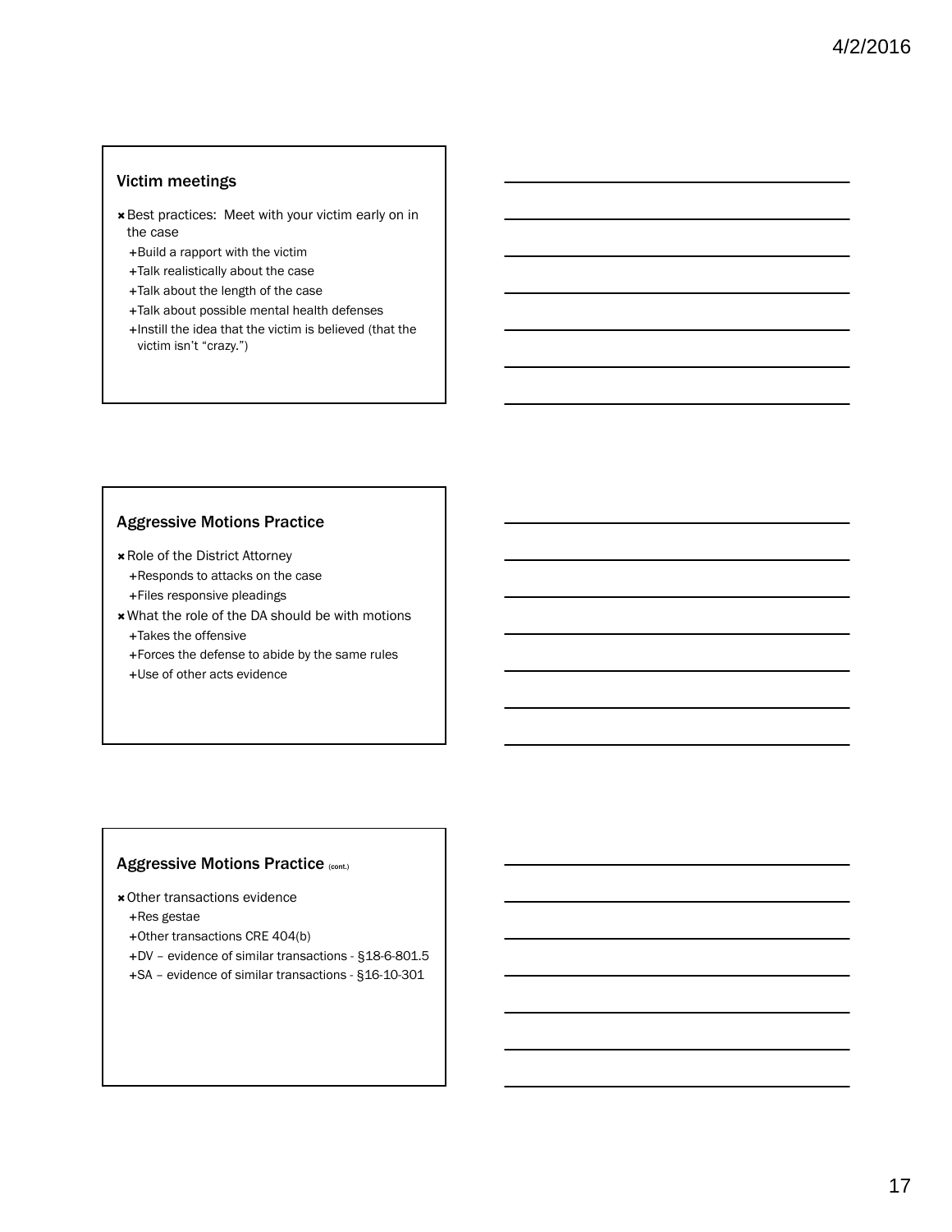## Victim meetings

- Best practices: Meet with your victim early on in the case
  - Build a rapport with the victim
  - Talk realistically about the case
  - Talk about the length of the case
  - Talk about possible mental health defenses
  - Instill the idea that the victim is believed (that the victim isn't "crazy.")

## Aggressive Motions Practice

- Role of the District Attorney
  - Responds to attacks on the case
  - Files responsive pleadings
- What the role of the DA should be with motions
  - Takes the offensive
  - Forces the defense to abide by the same rules
  - Use of other acts evidence

## Aggressive Motions Practice (cont.)

- Other transactions evidence
  - Res gestae
  - Other transactions CRE 404(b)
  - DV – evidence of similar transactions - §18-6-801.5
  - SA – evidence of similar transactions - §16-10-301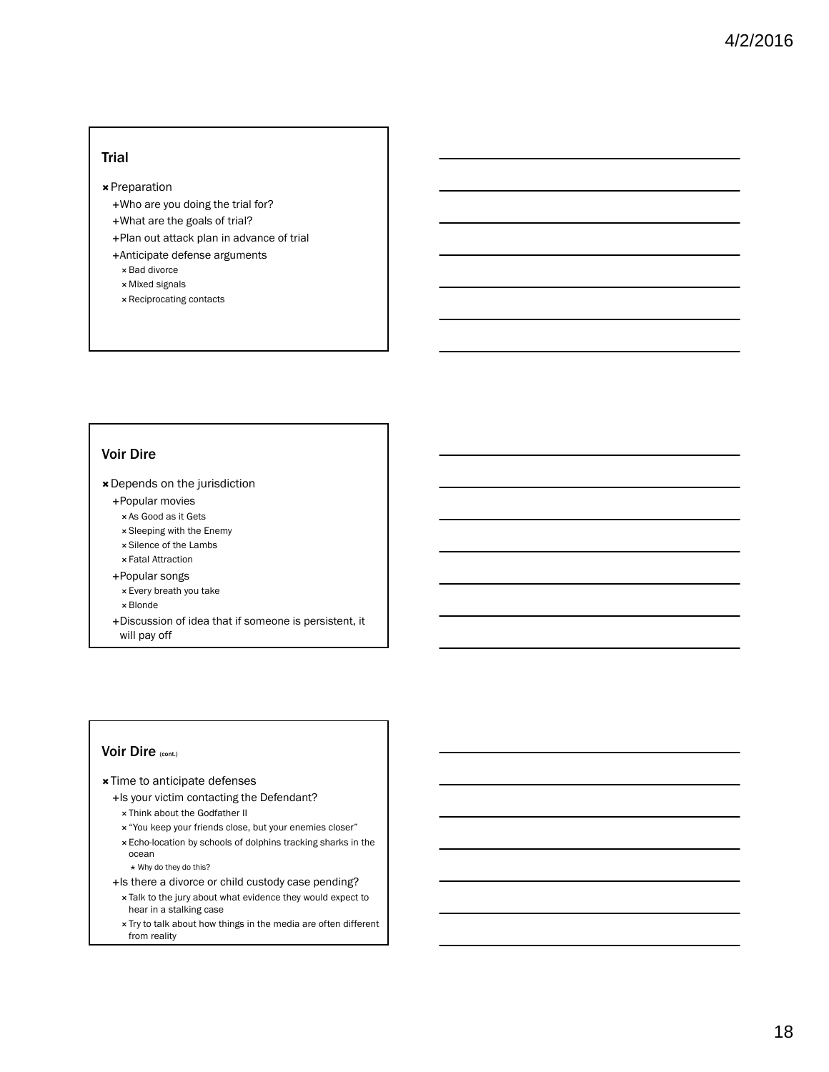## Trial

- Preparation
  - Who are you doing the trial for?
  - What are the goals of trial?
  - Plan out attack plan in advance of trial
  - Anticipate defense arguments
    - Bad divorce
    - Mixed signals
    - Reciprocating contacts

## Voir Dire

- Depends on the jurisdiction
  - Popular movies
    - As Good as it Gets
    - Sleeping with the Enemy
    - Silence of the Lambs
    - Fatal Attraction
  - Popular songs
    - Every breath you take
    - Blonde
  - Discussion of idea that if someone is persistent, it will pay off

## Voir Dire (cont.)

- Time to anticipate defenses
  - Is your victim contacting the Defendant?
    - Think about the Godfather II
    - "You keep your friends close, but your enemies closer"
    - Echo-location by schools of dolphins tracking sharks in the ocean
      - Why do they do this?
  - Is there a divorce or child custody case pending?
    - Talk to the jury about what evidence they would expect to hear in a stalking case
    - Try to talk about how things in the media are often different from reality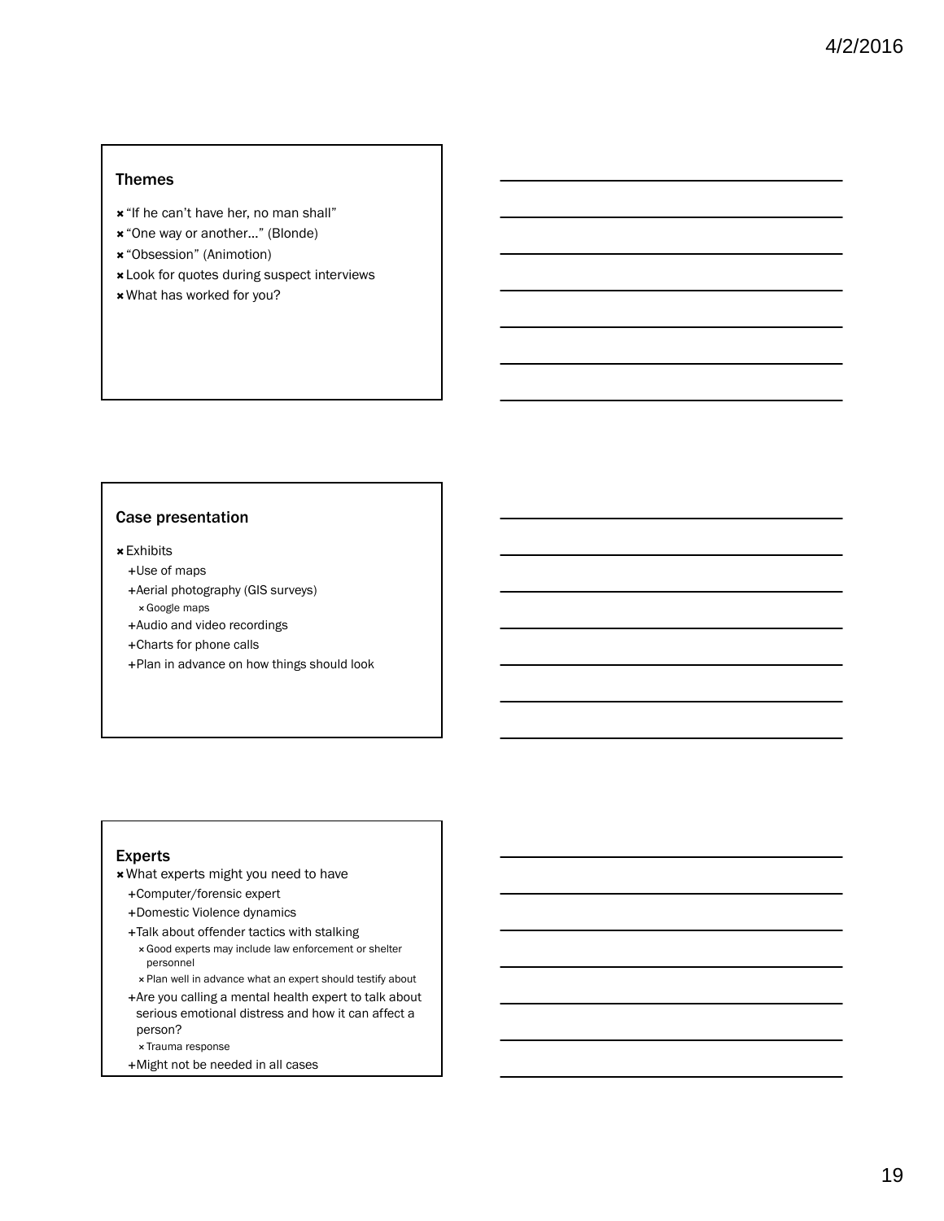## Themes

- "If he can't have her, no man shall"
- "One way or another…" (Blonde)
- "Obsession" (Animotion)
- Look for quotes during suspect interviews
- What has worked for you?

## Case presentation

- Exhibits
  - Use of maps
  - Aerial photography (GIS surveys)
    - Google maps
  - Audio and video recordings
  - Charts for phone calls
  - Plan in advance on how things should look

## Experts

- What experts might you need to have
  - Computer/forensic expert
  - Domestic Violence dynamics
  - Talk about offender tactics with stalking
    - Good experts may include law enforcement or shelter personnel
    - Plan well in advance what an expert should testify about
  - Are you calling a mental health expert to talk about serious emotional distress and how it can affect a person?
    - Trauma response
  - Might not be needed in all cases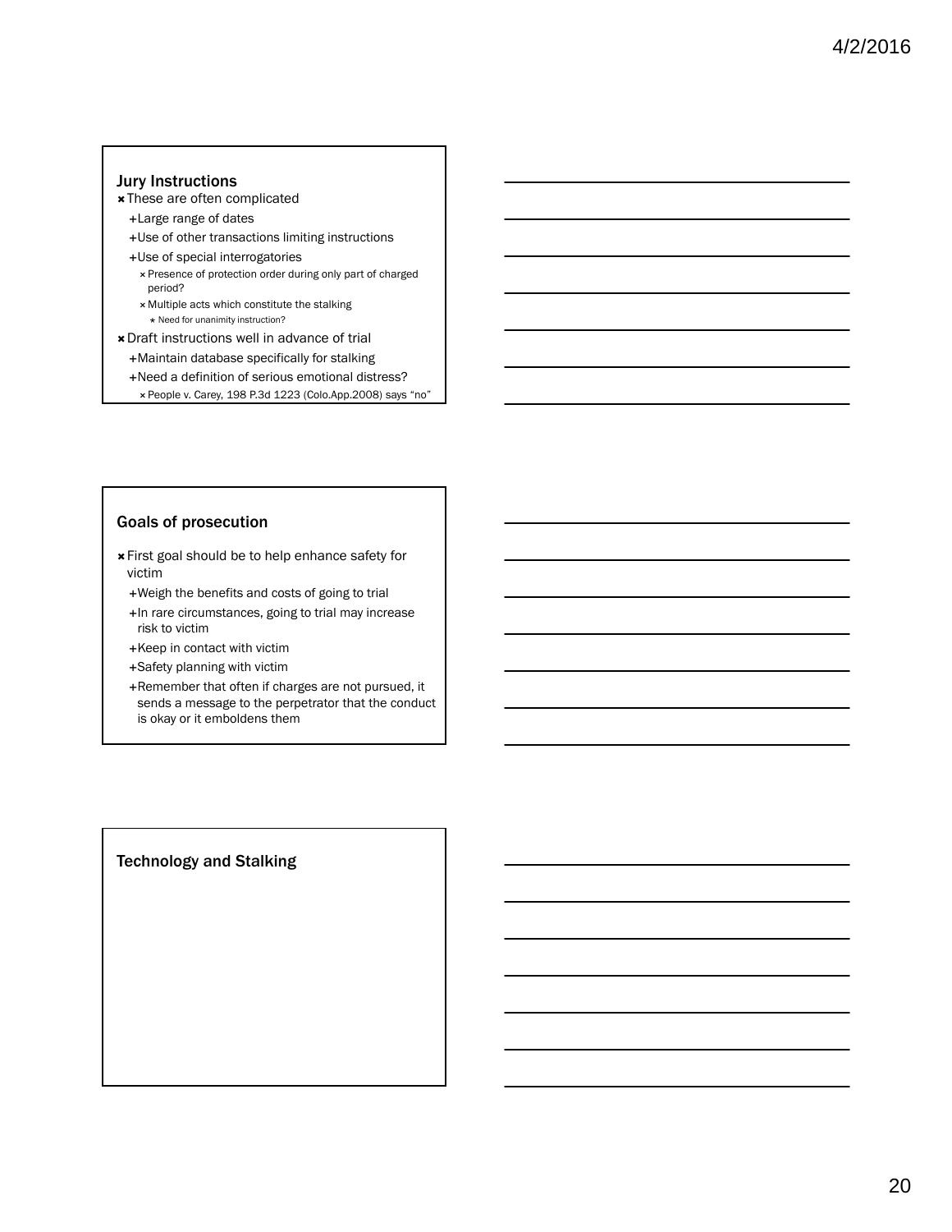## Jury Instructions

- These are often complicated
  - Large range of dates
  - Use of other transactions limiting instructions
  - Use of special interrogatories
    - Presence of protection order during only part of charged period?
    - Multiple acts which constitute the stalking
      - Need for unanimity instruction?
- Draft instructions well in advance of trial
  - Maintain database specifically for stalking
  - Need a definition of serious emotional distress?
    - People v. Carey, 198 P.3d 1223 (Colo.App.2008) says "no"

## Goals of prosecution

- First goal should be to help enhance safety for victim
  - Weigh the benefits and costs of going to trial
  - In rare circumstances, going to trial may increase risk to victim
  - Keep in contact with victim
  - Safety planning with victim
  - Remember that often if charges are not pursued, it sends a message to the perpetrator that the conduct is okay or it emboldens them

## Technology and Stalking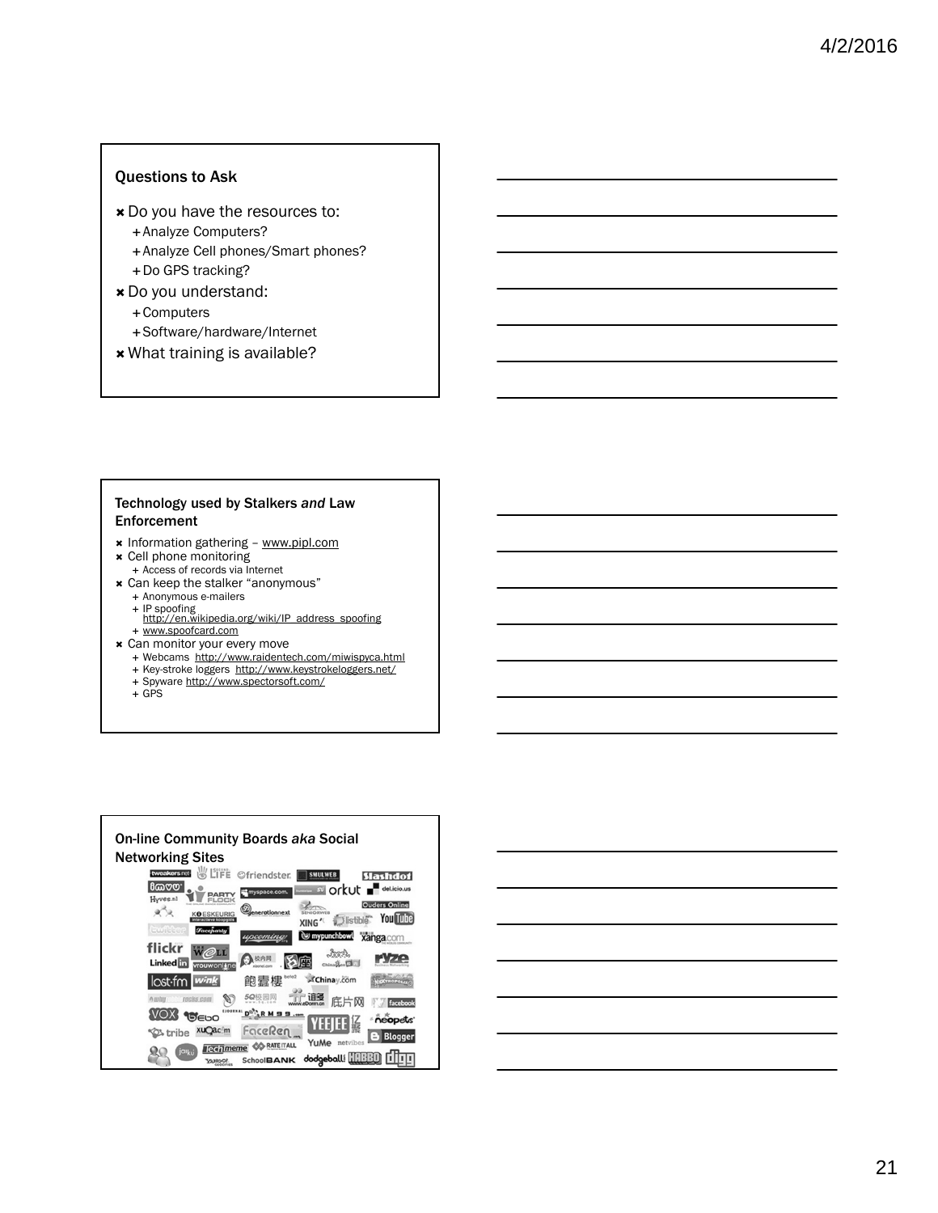## Questions to Ask

- Do you have the resources to:
  - Analyze Computers?
  - Analyze Cell phones/Smart phones?
  - Do GPS tracking?
- Do you understand:
  - Computers
  - Software/hardware/Internet
- What training is available?

## Technology used by Stalkers *and* Law Enforcement

- Information gathering – www.pipl.com
- Cell phone monitoring
  - Access of records via Internet
- Can keep the stalker "anonymous"
  - Anonymous e-mailers
  - IP spoofing http://en.wikipedia.org/wiki/IP_address_spoofing
  - www.spoofcard.com
- Can monitor your every move
  - Webcams http://www.raidentech.com/miwispyca.html
  - Key-stroke loggers http://www.keystrokeloggers.net/
  - Spyware http://www.spectorsoft.com/
  - GPS

## On-line Community Boards *aka* Social Networking Sites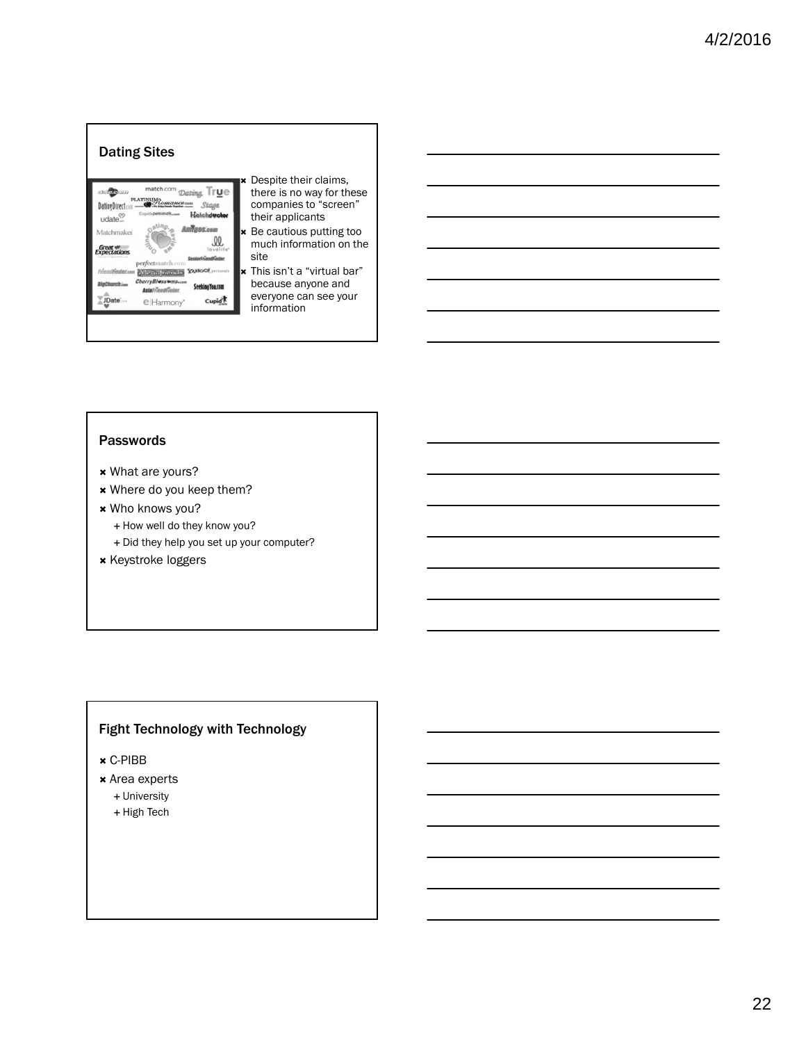## Dating Sites

- Despite their claims, there is no way for these companies to “screen” their applicants
- Be cautious putting too much information on the site
- This isn’t a “virtual bar” because anyone and everyone can see your information

## Passwords

- What are yours?
- Where do you keep them?
- Who knows you?
  - How well do they know you?
  - Did they help you set up your computer?
- Keystroke loggers

## Fight Technology with Technology

- C-PIBB
- Area experts
  - University
  - High Tech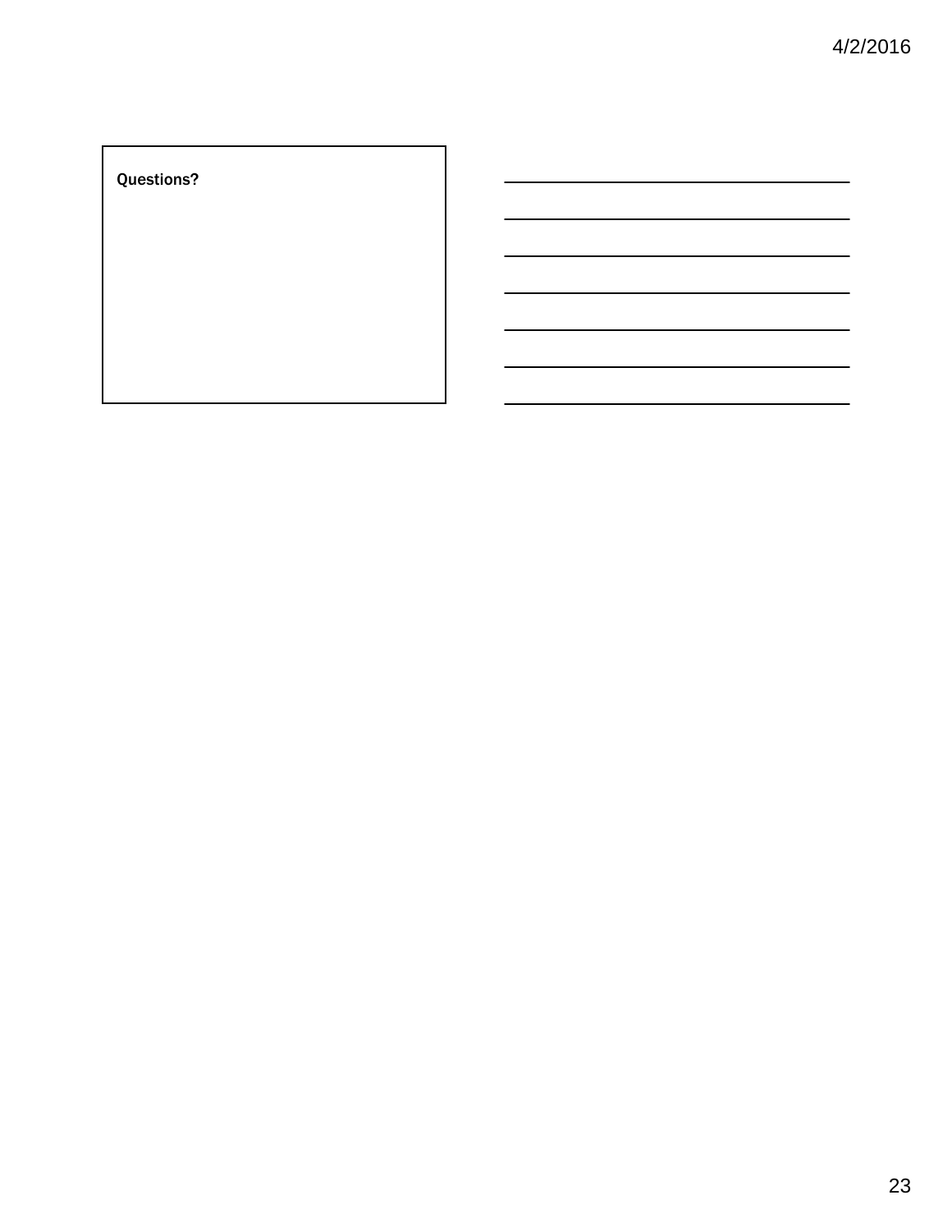Questions?